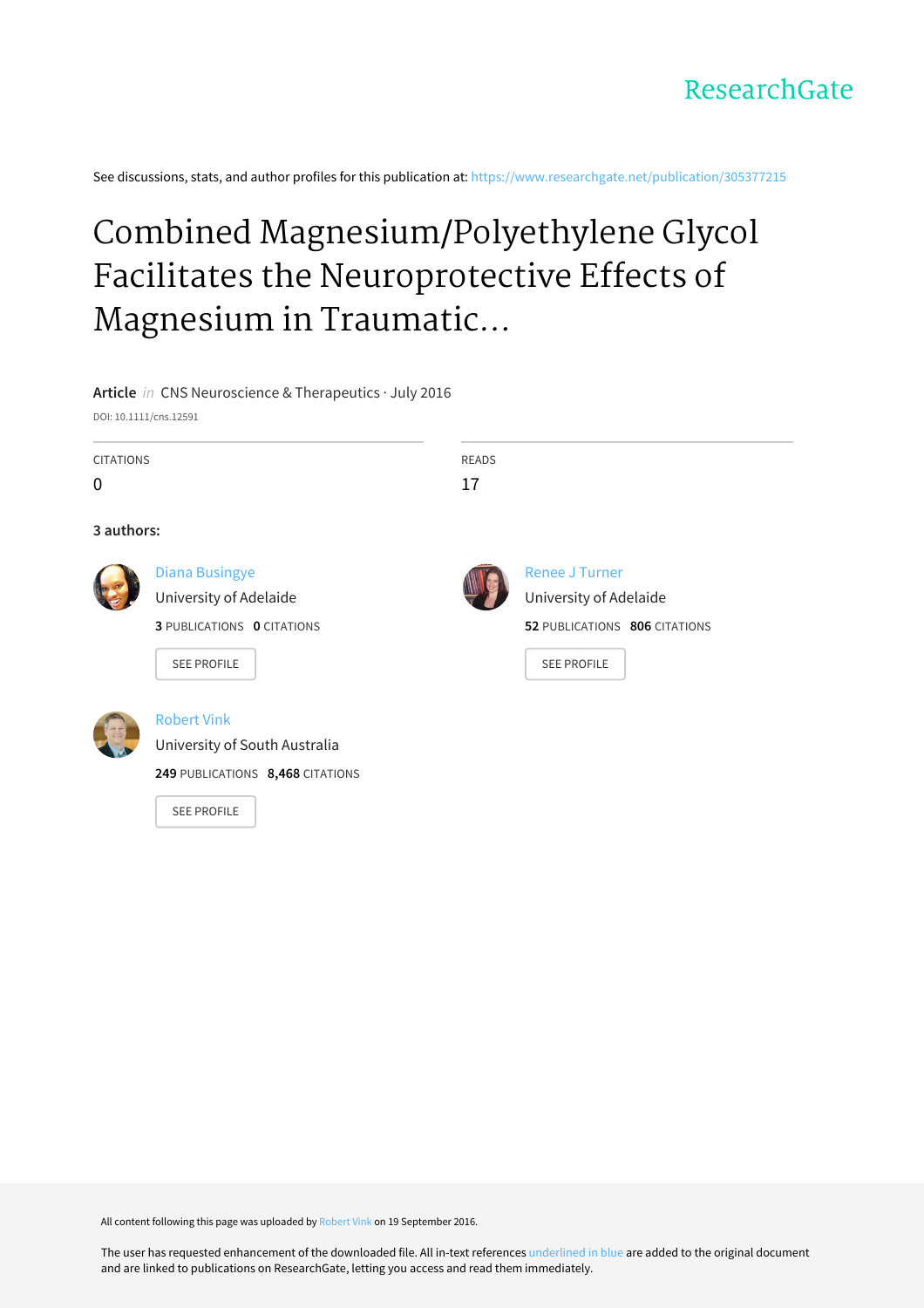ResearchGate

See discussions, stats, and author profiles for this publication at: https://www.researchgate.net/publication/305377215

# Combined Magnesium/Polyethylene Glycol Facilitates the Neuroprotective Effects of Magnesium in Traumatic...

**Article** *in* CNS Neuroscience & Therapeutics · July 2016

DOI: 10.1111/cns.12591

| CITATIONS | READS |
|---|---|
| 0 | 17 |

**3 authors:**

**Diana Busingye**
University of Adelaide
**3** PUBLICATIONS **0** CITATIONS
SEE PROFILE

**Renee J Turner**
University of Adelaide
**52** PUBLICATIONS **806** CITATIONS
SEE PROFILE

**Robert Vink**
University of South Australia
**249** PUBLICATIONS **8,468** CITATIONS
SEE PROFILE

All content following this page was uploaded by Robert Vink on 19 September 2016.

The user has requested enhancement of the downloaded file. All in-text references underlined in blue are added to the original document and are linked to publications on ResearchGate, letting you access and read them immediately.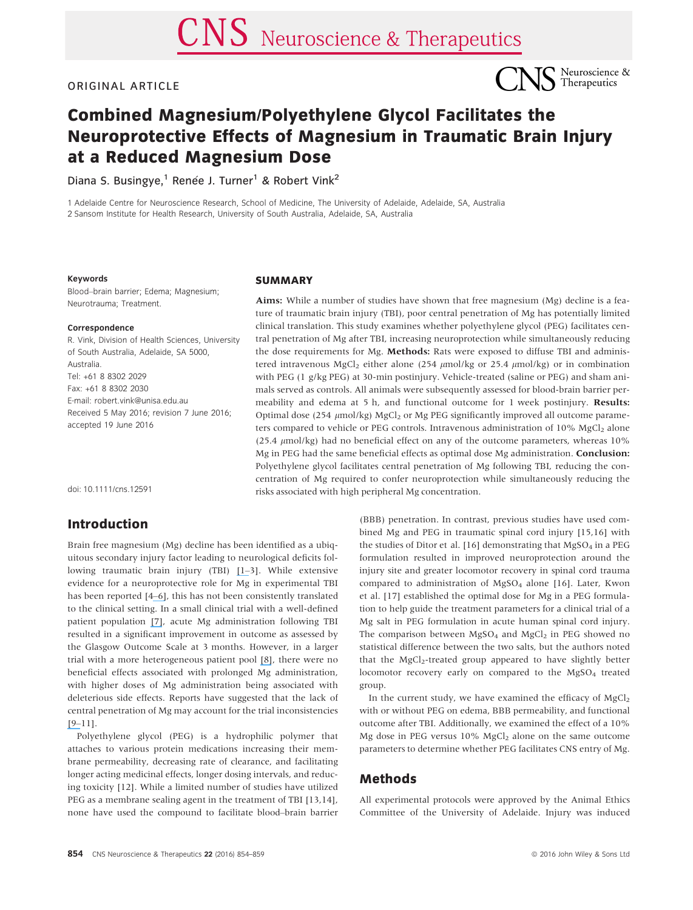ORIGINAL ARTICLE

# Combined Magnesium/Polyethylene Glycol Facilitates the Neuroprotective Effects of Magnesium in Traumatic Brain Injury at a Reduced Magnesium Dose

Diana S. Busingye,[1] Renée J. Turner[1] & Robert Vink[2]

1 Adelaide Centre for Neuroscience Research, School of Medicine, The University of Adelaide, Adelaide, SA, Australia
2 Sansom Institute for Health Research, University of South Australia, Adelaide, SA, Australia

**Keywords**

Blood–brain barrier; Edema; Magnesium; Neurotrauma; Treatment.

**Correspondence**

R. Vink, Division of Health Sciences, University of South Australia, Adelaide, SA 5000, Australia.
Tel: +61 8 8302 2029
Fax: +61 8 8302 2030
E-mail: robert.vink@unisa.edu.au
Received 5 May 2016; revision 7 June 2016; accepted 19 June 2016

doi: 10.1111/cns.12591

## SUMMARY

**Aims:** While a number of studies have shown that free magnesium (Mg) decline is a feature of traumatic brain injury (TBI), poor central penetration of Mg has potentially limited clinical translation. This study examines whether polyethylene glycol (PEG) facilitates central penetration of Mg after TBI, increasing neuroprotection while simultaneously reducing the dose requirements for Mg. **Methods:** Rats were exposed to diffuse TBI and administered intravenous $MgCl_2$ either alone (254 $\mu$mol/kg or 25.4 $\mu$mol/kg) or in combination with PEG (1 g/kg PEG) at 30-min postinjury. Vehicle-treated (saline or PEG) and sham animals served as controls. All animals were subsequently assessed for blood-brain barrier permeability and edema at 5 h, and functional outcome for 1 week postinjury. **Results:** Optimal dose (254 $\mu$mol/kg) $MgCl_2$ or Mg PEG significantly improved all outcome parameters compared to vehicle or PEG controls. Intravenous administration of 10% $MgCl_2$ alone (25.4 $\mu$mol/kg) had no beneficial effect on any of the outcome parameters, whereas 10% Mg in PEG had the same beneficial effects as optimal dose Mg administration. **Conclusion:** Polyethylene glycol facilitates central penetration of Mg following TBI, reducing the concentration of Mg required to confer neuroprotection while simultaneously reducing the risks associated with high peripheral Mg concentration.

## Introduction

Brain free magnesium (Mg) decline has been identified as a ubiquitous secondary injury factor leading to neurological deficits following traumatic brain injury (TBI) [1–3]. While extensive evidence for a neuroprotective role for Mg in experimental TBI has been reported [4–6], this has not been consistently translated to the clinical setting. In a small clinical trial with a well-defined patient population [7], acute Mg administration following TBI resulted in a significant improvement in outcome as assessed by the Glasgow Outcome Scale at 3 months. However, in a larger trial with a more heterogeneous patient pool [8], there were no beneficial effects associated with prolonged Mg administration, with higher doses of Mg administration being associated with deleterious side effects. Reports have suggested that the lack of central penetration of Mg may account for the trial inconsistencies [9–11].

Polyethylene glycol (PEG) is a hydrophilic polymer that attaches to various protein medications increasing their membrane permeability, decreasing rate of clearance, and facilitating longer acting medicinal effects, longer dosing intervals, and reducing toxicity [12]. While a limited number of studies have utilized PEG as a membrane sealing agent in the treatment of TBI [13,14], none have used the compound to facilitate blood–brain barrier (BBB) penetration. In contrast, previous studies have used combined Mg and PEG in traumatic spinal cord injury [15,16] with the studies of Ditor et al. [16] demonstrating that $MgSO_4$ in a PEG formulation resulted in improved neuroprotection around the injury site and greater locomotor recovery in spinal cord trauma compared to administration of $MgSO_4$ alone [16]. Later, Kwon et al. [17] established the optimal dose for Mg in a PEG formulation to help guide the treatment parameters for a clinical trial of a Mg salt in PEG formulation in acute human spinal cord injury. The comparison between $MgSO_4$ and $MgCl_2$ in PEG showed no statistical difference between the two salts, but the authors noted that the $MgCl_2$-treated group appeared to have slightly better locomotor recovery early on compared to the $MgSO_4$ treated group.

In the current study, we have examined the efficacy of $MgCl_2$ with or without PEG on edema, BBB permeability, and functional outcome after TBI. Additionally, we examined the effect of a 10% Mg dose in PEG versus 10% $MgCl_2$ alone on the same outcome parameters to determine whether PEG facilitates CNS entry of Mg.

## Methods

All experimental protocols were approved by the Animal Ethics Committee of the University of Adelaide. Injury was induced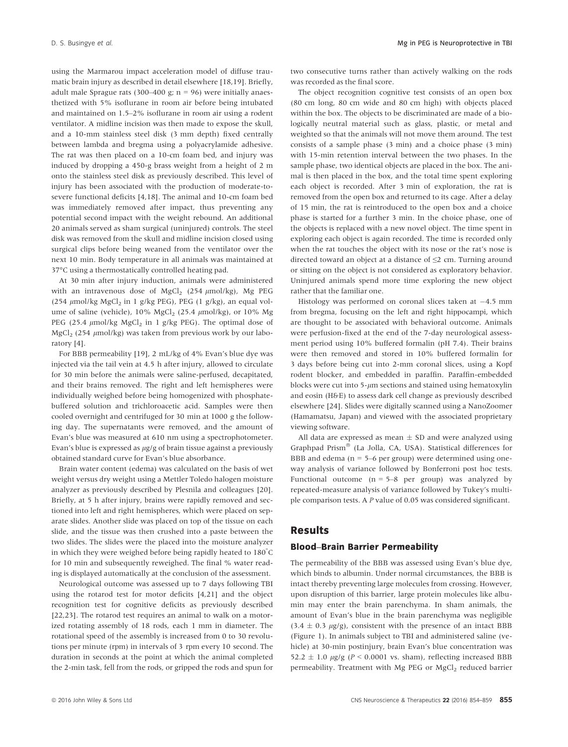using the Marmarou impact acceleration model of diffuse traumatic brain injury as described in detail elsewhere [18,19]. Briefly, adult male Sprague rats (300–400 g; n = 96) were initially anaesthetized with 5% isoflurane in room air before being intubated and maintained on 1.5–2% isoflurane in room air using a rodent ventilator. A midline incision was then made to expose the skull, and a 10-mm stainless steel disk (3 mm depth) fixed centrally between lambda and bregma using a polyacrylamide adhesive. The rat was then placed on a 10-cm foam bed, and injury was induced by dropping a 450-g brass weight from a height of 2 m onto the stainless steel disk as previously described. This level of injury has been associated with the production of moderate-to-severe functional deficits [4,18]. The animal and 10-cm foam bed was immediately removed after impact, thus preventing any potential second impact with the weight rebound. An additional 20 animals served as sham surgical (uninjured) controls. The steel disk was removed from the skull and midline incision closed using surgical clips before being weaned from the ventilator over the next 10 min. Body temperature in all animals was maintained at 37°C using a thermostatically controlled heating pad.

At 30 min after injury induction, animals were administered with an intravenous dose of $MgCl_2$ (254 $\mu$mol/kg), Mg PEG (254 $\mu$mol/kg $MgCl_2$ in 1 g/kg PEG), PEG (1 g/kg), an equal volume of saline (vehicle), 10% $MgCl_2$ (25.4 $\mu$mol/kg), or 10% Mg PEG (25.4 $\mu$mol/kg $MgCl_2$ in 1 g/kg PEG). The optimal dose of $MgCl_2$ (254 $\mu$mol/kg) was taken from previous work by our laboratory [4].

For BBB permeability [19], 2 mL/kg of 4% Evan's blue dye was injected via the tail vein at 4.5 h after injury, allowed to circulate for 30 min before the animals were saline-perfused, decapitated, and their brains removed. The right and left hemispheres were individually weighed before being homogenized with phosphate-buffered solution and trichloroacetic acid. Samples were then cooled overnight and centrifuged for 30 min at 1000 g the following day. The supernatants were removed, and the amount of Evan's blue was measured at 610 nm using a spectrophotometer. Evan's blue is expressed as $\mu$g/g of brain tissue against a previously obtained standard curve for Evan's blue absorbance.

Brain water content (edema) was calculated on the basis of wet weight versus dry weight using a Mettler Toledo halogen moisture analyzer as previously described by Plesnila and colleagues [20]. Briefly, at 5 h after injury, brains were rapidly removed and sectioned into left and right hemispheres, which were placed on separate slides. Another slide was placed on top of the tissue on each slide, and the tissue was then crushed into a paste between the two slides. The slides were the placed into the moisture analyzer in which they were weighed before being rapidly heated to 180°C for 10 min and subsequently reweighed. The final % water reading is displayed automatically at the conclusion of the assessment.

Neurological outcome was assessed up to 7 days following TBI using the rotarod test for motor deficits [4,21] and the object recognition test for cognitive deficits as previously described [22,23]. The rotarod test requires an animal to walk on a motorized rotating assembly of 18 rods, each 1 mm in diameter. The rotational speed of the assembly is increased from 0 to 30 revolutions per minute (rpm) in intervals of 3 rpm every 10 second. The duration in seconds at the point at which the animal completed the 2-min task, fell from the rods, or gripped the rods and spun for two consecutive turns rather than actively walking on the rods was recorded as the final score.

The object recognition cognitive test consists of an open box (80 cm long, 80 cm wide and 80 cm high) with objects placed within the box. The objects to be discriminated are made of a biologically neutral material such as glass, plastic, or metal and weighted so that the animals will not move them around. The test consists of a sample phase (3 min) and a choice phase (3 min) with 15-min retention interval between the two phases. In the sample phase, two identical objects are placed in the box. The animal is then placed in the box, and the total time spent exploring each object is recorded. After 3 min of exploration, the rat is removed from the open box and returned to its cage. After a delay of 15 min, the rat is reintroduced to the open box and a choice phase is started for a further 3 min. In the choice phase, one of the objects is replaced with a new novel object. The time spent in exploring each object is again recorded. The time is recorded only when the rat touches the object with its nose or the rat's nose is directed toward an object at a distance of ≤2 cm. Turning around or sitting on the object is not considered as exploratory behavior. Uninjured animals spend more time exploring the new object rather that the familiar one.

Histology was performed on coronal slices taken at −4.5 mm from bregma, focusing on the left and right hippocampi, which are thought to be associated with behavioral outcome. Animals were perfusion-fixed at the end of the 7-day neurological assessment period using 10% buffered formalin (pH 7.4). Their brains were then removed and stored in 10% buffered formalin for 3 days before being cut into 2-mm coronal slices, using a Kopf rodent blocker, and embedded in paraffin. Paraffin-embedded blocks were cut into 5-$\mu$m sections and stained using hematoxylin and eosin (H&E) to assess dark cell change as previously described elsewhere [24]. Slides were digitally scanned using a NanoZoomer (Hamamatsu, Japan) and viewed with the associated proprietary viewing software.

All data are expressed as mean ± SD and were analyzed using Graphpad Prism® (La Jolla, CA, USA). Statistical differences for BBB and edema (n = 5–6 per group) were determined using one-way analysis of variance followed by Bonferroni post hoc tests. Functional outcome (n = 5–8 per group) was analyzed by repeated-measure analysis of variance followed by Tukey's multiple comparison tests. A *P* value of 0.05 was considered significant.

## Results

### Blood–Brain Barrier Permeability

The permeability of the BBB was assessed using Evan's blue dye, which binds to albumin. Under normal circumstances, the BBB is intact thereby preventing large molecules from crossing. However, upon disruption of this barrier, large protein molecules like albumin may enter the brain parenchyma. In sham animals, the amount of Evan's blue in the brain parenchyma was negligible (3.4 ± 0.3 $\mu$g/g), consistent with the presence of an intact BBB (Figure 1). In animals subject to TBI and administered saline (vehicle) at 30-min postinjury, brain Evan's blue concentration was 52.2 ± 1.0 $\mu$g/g ($P < 0.0001$ vs. sham), reflecting increased BBB permeability. Treatment with Mg PEG or $MgCl_2$ reduced barrier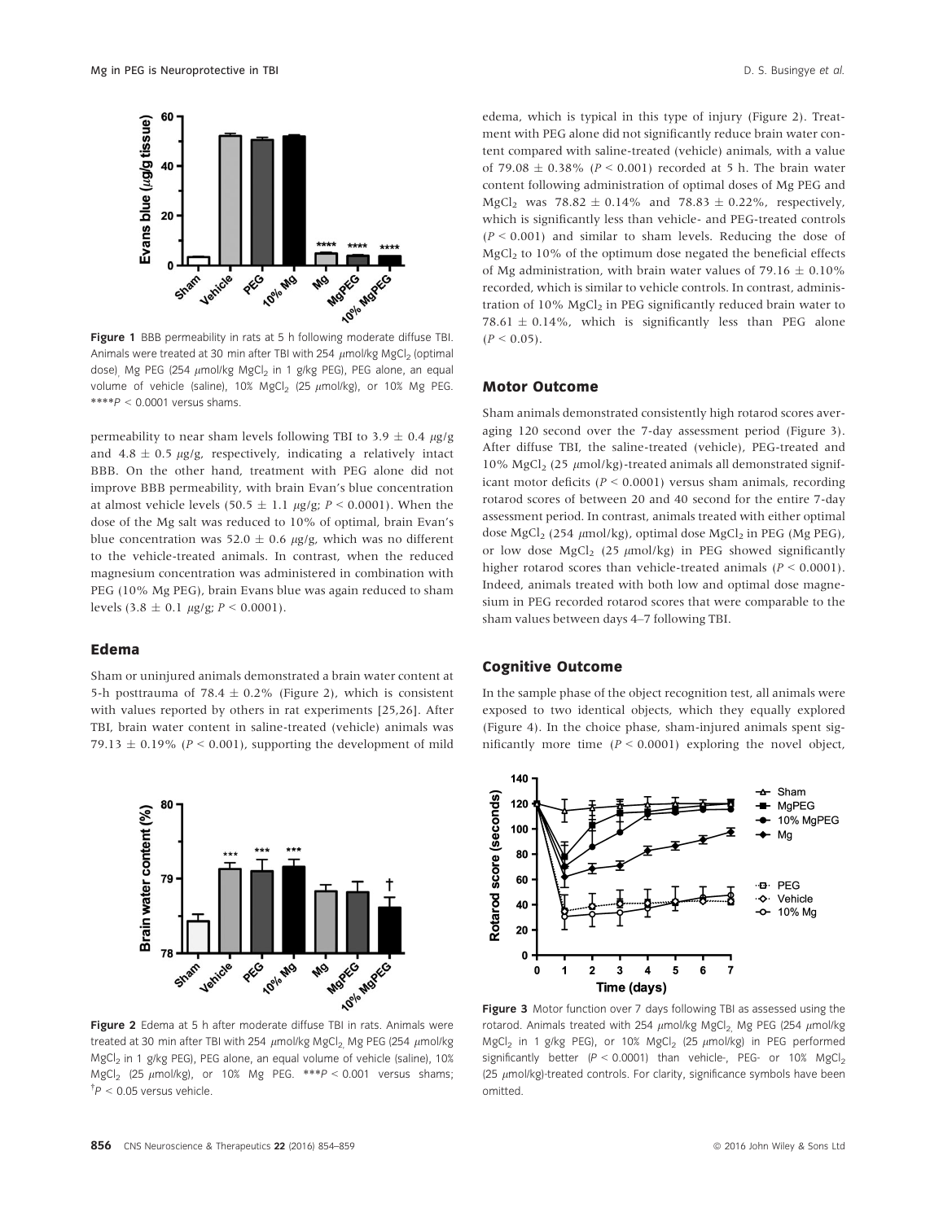Figure 1 BBB permeability in rats at 5 h following moderate diffuse TBI. Animals were treated at 30 min after TBI with 254 $\mu$mol/kg $MgCl_2$ (optimal dose), Mg PEG (254 $\mu$mol/kg $MgCl_2$ in 1 g/kg PEG), PEG alone, an equal volume of vehicle (saline), 10% $MgCl_2$ (25 $\mu$mol/kg), or 10% Mg PEG. ****$P < 0.0001$ versus shams.

permeability to near sham levels following TBI to 3.9 ± 0.4 $\mu$g/g and 4.8 ± 0.5 $\mu$g/g, respectively, indicating a relatively intact BBB. On the other hand, treatment with PEG alone did not improve BBB permeability, with brain Evan's blue concentration at almost vehicle levels (50.5 ± 1.1 $\mu$g/g; $P < 0.0001$). When the dose of the Mg salt was reduced to 10% of optimal, brain Evan's blue concentration was 52.0 ± 0.6 $\mu$g/g, which was no different to the vehicle-treated animals. In contrast, when the reduced magnesium concentration was administered in combination with PEG (10% Mg PEG), brain Evans blue was again reduced to sham levels (3.8 ± 0.1 $\mu$g/g; $P < 0.0001$).

## Edema

Sham or uninjured animals demonstrated a brain water content at 5-h posttrauma of 78.4 ± 0.2% (Figure 2), which is consistent with values reported by others in rat experiments [25,26]. After TBI, brain water content in saline-treated (vehicle) animals was 79.13 ± 0.19% ($P < 0.001$), supporting the development of mild edema, which is typical in this type of injury (Figure 2). Treatment with PEG alone did not significantly reduce brain water content compared with saline-treated (vehicle) animals, with a value of 79.08 ± 0.38% ($P < 0.001$) recorded at 5 h. The brain water content following administration of optimal doses of Mg PEG and $MgCl_2$ was 78.82 ± 0.14% and 78.83 ± 0.22%, respectively, which is significantly less than vehicle- and PEG-treated controls ($P < 0.001$) and similar to sham levels. Reducing the dose of $MgCl_2$ to 10% of the optimum dose negated the beneficial effects of Mg administration, with brain water values of 79.16 ± 0.10% recorded, which is similar to vehicle controls. In contrast, administration of 10% $MgCl_2$ in PEG significantly reduced brain water to 78.61 ± 0.14%, which is significantly less than PEG alone ($P < 0.05$).

Figure 2 Edema at 5 h after moderate diffuse TBI in rats. Animals were treated at 30 min after TBI with 254 $\mu$mol/kg $MgCl_2$, Mg PEG (254 $\mu$mol/kg $MgCl_2$ in 1 g/kg PEG), PEG alone, an equal volume of vehicle (saline), 10% $MgCl_2$ (25 $\mu$mol/kg), or 10% Mg PEG. ***$P < 0.001$ versus shams; †$P < 0.05$ versus vehicle.

## Motor Outcome

Sham animals demonstrated consistently high rotarod scores averaging 120 second over the 7-day assessment period (Figure 3). After diffuse TBI, the saline-treated (vehicle), PEG-treated and 10% $MgCl_2$ (25 $\mu$mol/kg)-treated animals all demonstrated significant motor deficits ($P < 0.0001$) versus sham animals, recording rotarod scores of between 20 and 40 second for the entire 7-day assessment period. In contrast, animals treated with either optimal dose $MgCl_2$ (254 $\mu$mol/kg), optimal dose $MgCl_2$ in PEG (Mg PEG), or low dose $MgCl_2$ (25 $\mu$mol/kg) in PEG showed significantly higher rotarod scores than vehicle-treated animals ($P < 0.0001$). Indeed, animals treated with both low and optimal dose magnesium in PEG recorded rotarod scores that were comparable to the sham values between days 4–7 following TBI.

## Cognitive Outcome

In the sample phase of the object recognition test, all animals were exposed to two identical objects, which they equally explored (Figure 4). In the choice phase, sham-injured animals spent significantly more time ($P < 0.0001$) exploring the novel object,

Figure 3 Motor function over 7 days following TBI as assessed using the rotarod. Animals treated with 254 $\mu$mol/kg $MgCl_2$, Mg PEG (254 $\mu$mol/kg $MgCl_2$ in 1 g/kg PEG), or 10% $MgCl_2$ (25 $\mu$mol/kg) in PEG performed significantly better ($P < 0.0001$) than vehicle-, PEG- or 10% $MgCl_2$ (25 $\mu$mol/kg)-treated controls. For clarity, significance symbols have been omitted.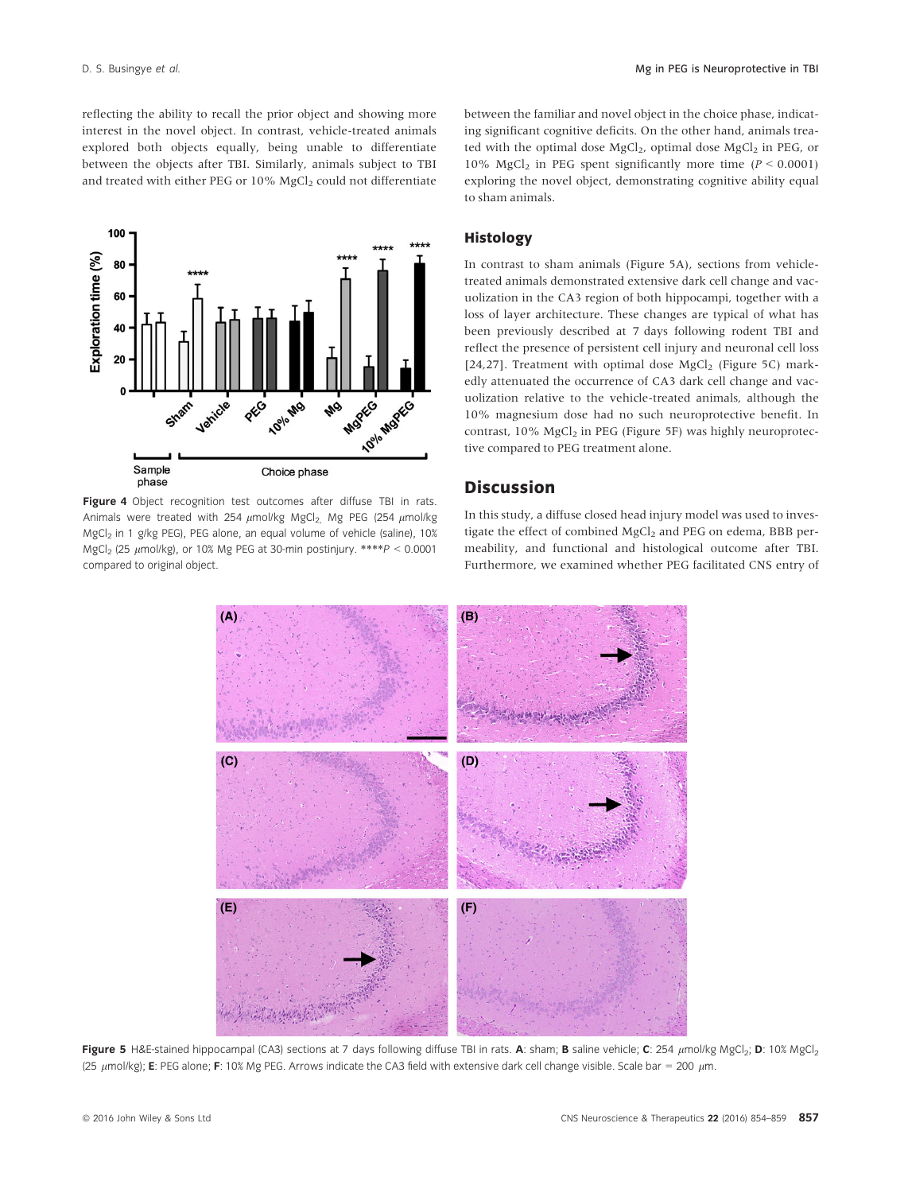reflecting the ability to recall the prior object and showing more interest in the novel object. In contrast, vehicle-treated animals explored both objects equally, being unable to differentiate between the objects after TBI. Similarly, animals subject to TBI and treated with either PEG or 10% $MgCl_2$ could not differentiate between the familiar and novel object in the choice phase, indicating significant cognitive deficits. On the other hand, animals treated with the optimal dose $MgCl_2$, optimal dose $MgCl_2$ in PEG, or 10% $MgCl_2$ in PEG spent significantly more time ($P < 0.0001$) exploring the novel object, demonstrating cognitive ability equal to sham animals.

**Figure 4** Object recognition test outcomes after diffuse TBI in rats. Animals were treated with 254 $\mu$mol/kg $MgCl_2$, Mg PEG (254 $\mu$mol/kg $MgCl_2$ in 1 g/kg PEG), PEG alone, an equal volume of vehicle (saline), 10% $MgCl_2$ (25 $\mu$mol/kg), or 10% Mg PEG at 30-min postinjury. ****$P < 0.0001$ compared to original object.

## Histology

In contrast to sham animals (Figure 5A), sections from vehicle-treated animals demonstrated extensive dark cell change and vacuolization in the CA3 region of both hippocampi, together with a loss of layer architecture. These changes are typical of what has been previously described at 7 days following rodent TBI and reflect the presence of persistent cell injury and neuronal cell loss [24,27]. Treatment with optimal dose $MgCl_2$ (Figure 5C) markedly attenuated the occurrence of CA3 dark cell change and vacuolization relative to the vehicle-treated animals, although the 10% magnesium dose had no such neuroprotective benefit. In contrast, 10% $MgCl_2$ in PEG (Figure 5F) was highly neuroprotective compared to PEG treatment alone.

## Discussion

In this study, a diffuse closed head injury model was used to investigate the effect of combined $MgCl_2$ and PEG on edema, BBB permeability, and functional and histological outcome after TBI. Furthermore, we examined whether PEG facilitated CNS entry of

**Figure 5** H&E-stained hippocampal (CA3) sections at 7 days following diffuse TBI in rats. **A**: sham; **B** saline vehicle; **C**: 254 $\mu$mol/kg $MgCl_2$; **D**: 10% $MgCl_2$ (25 $\mu$mol/kg); **E**: PEG alone; **F**: 10% Mg PEG. Arrows indicate the CA3 field with extensive dark cell change visible. Scale bar = 200 $\mu$m.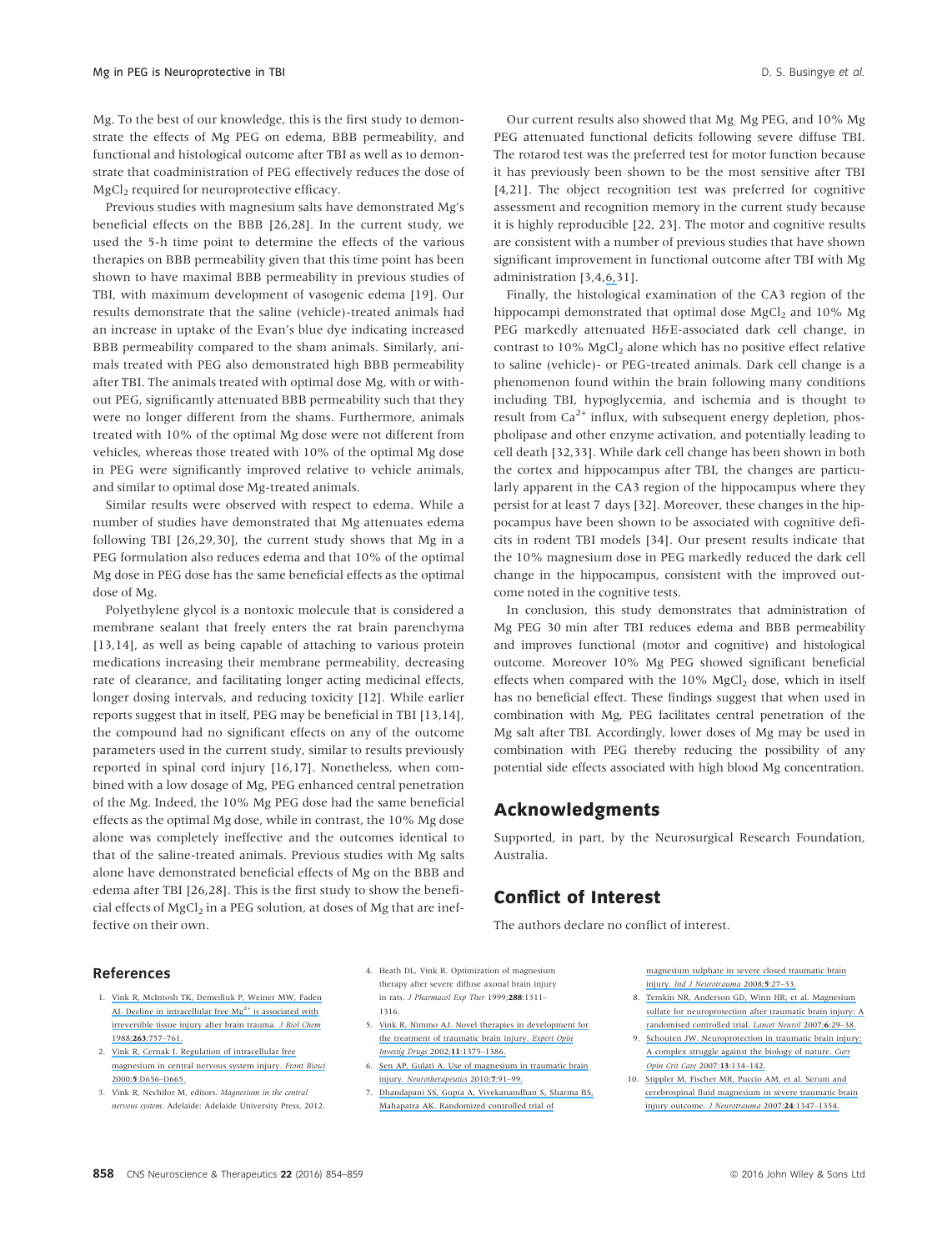Mg. To the best of our knowledge, this is the first study to demonstrate the effects of Mg PEG on edema, BBB permeability, and functional and histological outcome after TBI as well as to demonstrate that coadministration of PEG effectively reduces the dose of $MgCl_2$ required for neuroprotective efficacy.

Previous studies with magnesium salts have demonstrated Mg's beneficial effects on the BBB [26,28]. In the current study, we used the 5-h time point to determine the effects of the various therapies on BBB permeability given that this time point has been shown to have maximal BBB permeability in previous studies of TBI, with maximum development of vasogenic edema [19]. Our results demonstrate that the saline (vehicle)-treated animals had an increase in uptake of the Evan's blue dye indicating increased BBB permeability compared to the sham animals. Similarly, animals treated with PEG also demonstrated high BBB permeability after TBI. The animals treated with optimal dose Mg, with or without PEG, significantly attenuated BBB permeability such that they were no longer different from the shams. Furthermore, animals treated with 10% of the optimal Mg dose were not different from vehicles, whereas those treated with 10% of the optimal Mg dose in PEG were significantly improved relative to vehicle animals, and similar to optimal dose Mg-treated animals.

Similar results were observed with respect to edema. While a number of studies have demonstrated that Mg attenuates edema following TBI [26,29,30], the current study shows that Mg in a PEG formulation also reduces edema and that 10% of the optimal Mg dose in PEG dose has the same beneficial effects as the optimal dose of Mg.

Polyethylene glycol is a nontoxic molecule that is considered a membrane sealant that freely enters the rat brain parenchyma [13,14], as well as being capable of attaching to various protein medications increasing their membrane permeability, decreasing rate of clearance, and facilitating longer acting medicinal effects, longer dosing intervals, and reducing toxicity [12]. While earlier reports suggest that in itself, PEG may be beneficial in TBI [13,14], the compound had no significant effects on any of the outcome parameters used in the current study, similar to results previously reported in spinal cord injury [16,17]. Nonetheless, when combined with a low dosage of Mg, PEG enhanced central penetration of the Mg. Indeed, the 10% Mg PEG dose had the same beneficial effects as the optimal Mg dose, while in contrast, the 10% Mg dose alone was completely ineffective and the outcomes identical to that of the saline-treated animals. Previous studies with Mg salts alone have demonstrated beneficial effects of Mg on the BBB and edema after TBI [26,28]. This is the first study to show the beneficial effects of $MgCl_2$ in a PEG solution, at doses of Mg that are ineffective on their own.

Our current results also showed that Mg, Mg PEG, and 10% Mg PEG attenuated functional deficits following severe diffuse TBI. The rotarod test was the preferred test for motor function because it has previously been shown to be the most sensitive after TBI [4,21]. The object recognition test was preferred for cognitive assessment and recognition memory in the current study because it is highly reproducible [22, 23]. The motor and cognitive results are consistent with a number of previous studies that have shown significant improvement in functional outcome after TBI with Mg administration [3,4,6,31].

Finally, the histological examination of the CA3 region of the hippocampi demonstrated that optimal dose $MgCl_2$ and 10% Mg PEG markedly attenuated H&E-associated dark cell change, in contrast to 10% $MgCl_2$ alone which has no positive effect relative to saline (vehicle)- or PEG-treated animals. Dark cell change is a phenomenon found within the brain following many conditions including TBI, hypoglycemia, and ischemia and is thought to result from $Ca^{2+}$ influx, with subsequent energy depletion, phospholipase and other enzyme activation, and potentially leading to cell death [32,33]. While dark cell change has been shown in both the cortex and hippocampus after TBI, the changes are particularly apparent in the CA3 region of the hippocampus where they persist for at least 7 days [32]. Moreover, these changes in the hippocampus have been shown to be associated with cognitive deficits in rodent TBI models [34]. Our present results indicate that the 10% magnesium dose in PEG markedly reduced the dark cell change in the hippocampus, consistent with the improved outcome noted in the cognitive tests.

In conclusion, this study demonstrates that administration of Mg PEG 30 min after TBI reduces edema and BBB permeability and improves functional (motor and cognitive) and histological outcome. Moreover 10% Mg PEG showed significant beneficial effects when compared with the 10% $MgCl_2$ dose, which in itself has no beneficial effect. These findings suggest that when used in combination with Mg, PEG facilitates central penetration of the Mg salt after TBI. Accordingly, lower doses of Mg may be used in combination with PEG thereby reducing the possibility of any potential side effects associated with high blood Mg concentration.

## Acknowledgments

Supported, in part, by the Neurosurgical Research Foundation, Australia.

## Conflict of Interest

The authors declare no conflict of interest.

## References

1. Vink R, McIntosh TK, Demediuk P, Weiner MW, Faden AI. Decline in intracellular free $Mg^{2+}$ is associated with irreversible tissue injury after brain trauma. *J Biol Chem* 1988;**263**:757–761.
2. Vink R, Cernak I. Regulation of intracellular free magnesium in central nervous system injury. *Front Biosci* 2000;**5**:D656–D665.
3. Vink R, Nechifor M, editors. *Magnesium in the central nervous system*. Adelaide: Adelaide University Press, 2012.
4. Heath DL, Vink R. Optimization of magnesium therapy after severe diffuse axonal brain injury in rats. *J Pharmacol Exp Ther* 1999;**288**:1311–1316.
5. Vink R, Nimmo AJ. Novel therapies in development for the treatment of traumatic brain injury. *Expert Opin Investig Drugs* 2002;**11**:1375–1386.
6. Sen AP, Gulati A. Use of magnesium in traumatic brain injury. *Neurotherapeutics* 2010;**7**:91–99.
7. Dhandapani SS, Gupta A, Vivekanandhan S, Sharma BS, Mahapatra AK. Randomized controlled trial of magnesium sulphate in severe closed traumatic brain injury. *Ind J Neurotrauma* 2008;**5**:27–33.
8. Temkin NR, Anderson GD, Winn HR, et al. Magnesium sulfate for neuroprotection after traumatic brain injury: A randomised controlled trial. *Lancet Neurol* 2007;**6**:29–38.
9. Schouten JW. Neuroprotection in traumatic brain injury: A complex struggle against the biology of nature. *Curr Opin Crit Care* 2007;**13**:134–142.
10. Stippler M, Fischer MR, Puccio AM, et al. Serum and cerebrospinal fluid magnesium in severe traumatic brain injury outcome. *J Neurotrauma* 2007;**24**:1347–1354.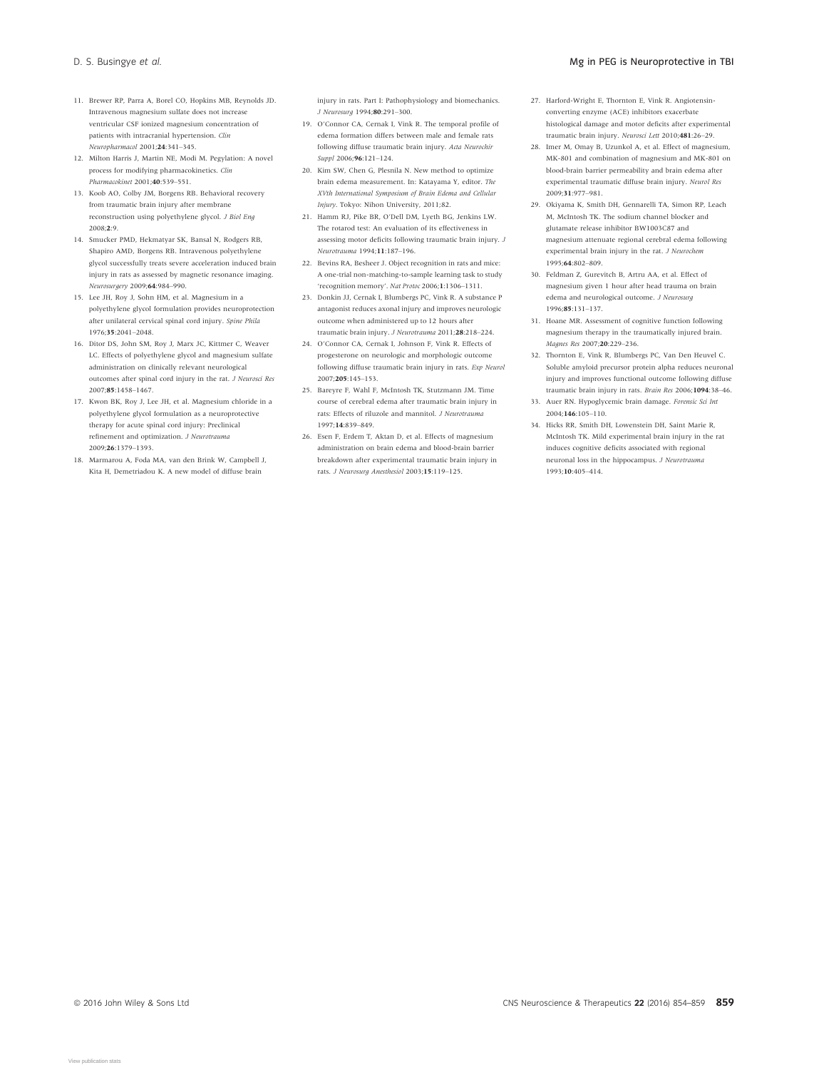11. Brewer RP, Parra A, Borel CO, Hopkins MB, Reynolds JD. Intravenous magnesium sulfate does not increase ventricular CSF ionized magnesium concentration of patients with intracranial hypertension. *Clin Neuropharmacol* 2001;**24**:341–345.
12. Milton Harris J, Martin NE, Modi M. Pegylation: A novel process for modifying pharmacokinetics. *Clin Pharmacokinet* 2001;**40**:539–551.
13. Koob AO, Colby JM, Borgens RB. Behavioral recovery from traumatic brain injury after membrane reconstruction using polyethylene glycol. *J Biol Eng* 2008;**2**:9.
14. Smucker PMD, Hekmatyar SK, Bansal N, Rodgers RB, Shapiro AMD, Borgens RB. Intravenous polyethylene glycol successfully treats severe acceleration induced brain injury in rats as assessed by magnetic resonance imaging. *Neurosurgery* 2009;**64**:984–990.
15. Lee JH, Roy J, Sohn HM, et al. Magnesium in a polyethylene glycol formulation provides neuroprotection after unilateral cervical spinal cord injury. *Spine Phila* 1976;**35**:2041–2048.
16. Ditor DS, John SM, Roy J, Marx JC, Kittmer C, Weaver LC. Effects of polyethylene glycol and magnesium sulfate administration on clinically relevant neurological outcomes after spinal cord injury in the rat. *J Neurosci Res* 2007;**85**:1458–1467.
17. Kwon BK, Roy J, Lee JH, et al. Magnesium chloride in a polyethylene glycol formulation as a neuroprotective therapy for acute spinal cord injury: Preclinical refinement and optimization. *J Neurotrauma* 2009;**26**:1379–1393.
18. Marmarou A, Foda MA, van den Brink W, Campbell J, Kita H, Demetriadou K. A new model of diffuse brain injury in rats. Part I: Pathophysiology and biomechanics. *J Neurosurg* 1994;**80**:291–300.
19. O'Connor CA, Cernak I, Vink R. The temporal profile of edema formation differs between male and female rats following diffuse traumatic brain injury. *Acta Neurochir Suppl* 2006;**96**:121–124.
20. Kim SW, Chen G, Plesnila N. New method to optimize brain edema measurement. In: Katayama Y, editor. *The XVth International Symposium of Brain Edema and Cellular Injury*. Tokyo: Nihon University, 2011;82.
21. Hamm RJ, Pike BR, O'Dell DM, Lyeth BG, Jenkins LW. The rotarod test: An evaluation of its effectiveness in assessing motor deficits following traumatic brain injury. *J Neurotrauma* 1994;**11**:187–196.
22. Bevins RA, Besheer J. Object recognition in rats and mice: A one-trial non-matching-to-sample learning task to study 'recognition memory'. *Nat Protoc* 2006;**1**:1306–1311.
23. Donkin JJ, Cernak I, Blumbergs PC, Vink R. A substance P antagonist reduces axonal injury and improves neurologic outcome when administered up to 12 hours after traumatic brain injury. *J Neurotrauma* 2011;**28**:218–224.
24. O'Connor CA, Cernak I, Johnson F, Vink R. Effects of progesterone on neurologic and morphologic outcome following diffuse traumatic brain injury in rats. *Exp Neurol* 2007;**205**:145–153.
25. Bareyre F, Wahl F, McIntosh TK, Stutzmann JM. Time course of cerebral edema after traumatic brain injury in rats: Effects of riluzole and mannitol. *J Neurotrauma* 1997;**14**:839–849.
26. Esen F, Erdem T, Aktan D, et al. Effects of magnesium administration on brain edema and blood-brain barrier breakdown after experimental traumatic brain injury in rats. *J Neurosurg Anesthesiol* 2003;**15**:119–125.
27. Harford-Wright E, Thornton E, Vink R. Angiotensin-converting enzyme (ACE) inhibitors exacerbate histological damage and motor deficits after experimental traumatic brain injury. *Neurosci Lett* 2010;**481**:26–29.
28. Imer M, Omay B, Uzunkol A, et al. Effect of magnesium, MK-801 and combination of magnesium and MK-801 on blood-brain barrier permeability and brain edema after experimental traumatic diffuse brain injury. *Neurol Res* 2009;**31**:977–981.
29. Okiyama K, Smith DH, Gennarelli TA, Simon RP, Leach M, McIntosh TK. The sodium channel blocker and glutamate release inhibitor BW1003C87 and magnesium attenuate regional cerebral edema following experimental brain injury in the rat. *J Neurochem* 1995;**64**:802–809.
30. Feldman Z, Gurevitch B, Artru AA, et al. Effect of magnesium given 1 hour after head trauma on brain edema and neurological outcome. *J Neurosurg* 1996;**85**:131–137.
31. Hoane MR. Assessment of cognitive function following magnesium therapy in the traumatically injured brain. *Magnes Res* 2007;**20**:229–236.
32. Thornton E, Vink R, Blumbergs PC, Van Den Heuvel C. Soluble amyloid precursor protein alpha reduces neuronal injury and improves functional outcome following diffuse traumatic brain injury in rats. *Brain Res* 2006;**1094**:38–46.
33. Auer RN. Hypoglycemic brain damage. *Forensic Sci Int* 2004;**146**:105–110.
34. Hicks RR, Smith DH, Lowenstein DH, Saint Marie R, McIntosh TK. Mild experimental brain injury in the rat induces cognitive deficits associated with regional neuronal loss in the hippocampus. *J Neurotrauma* 1993;**10**:405–414.